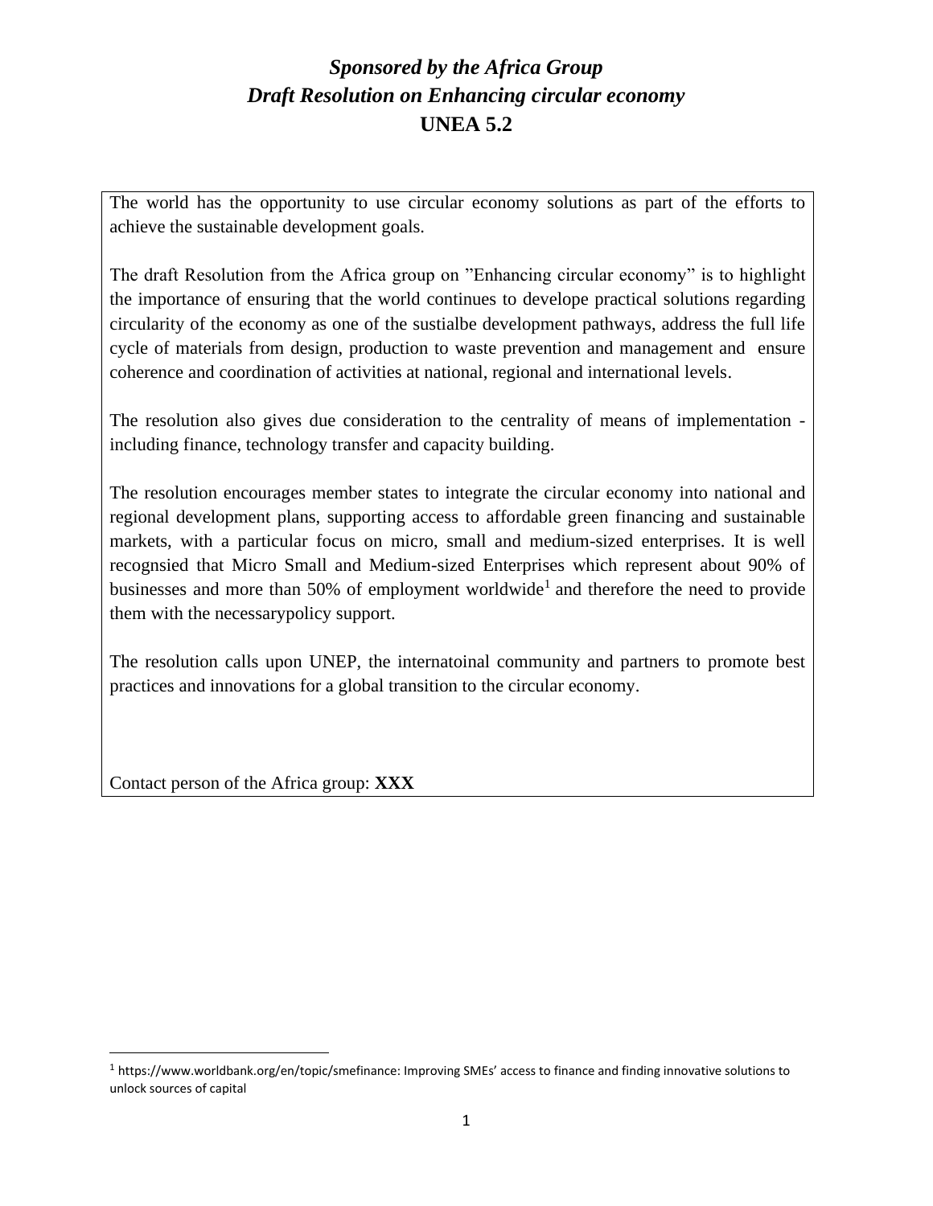# *Sponsored by the Africa Group*
# *Draft Resolution on Enhancing circular economy*
# **UNEA 5.2**

The world has the opportunity to use circular economy solutions as part of the efforts to achieve the sustainable development goals.

The draft Resolution from the Africa group on "Enhancing circular economy" is to highlight the importance of ensuring that the world continues to develope practical solutions regarding circularity of the economy as one of the sustialbe development pathways, address the full life cycle of materials from design, production to waste prevention and management and ensure coherence and coordination of activities at national, regional and international levels.

The resolution also gives due consideration to the centrality of means of implementation - including finance, technology transfer and capacity building.

The resolution encourages member states to integrate the circular economy into national and regional development plans, supporting access to affordable green financing and sustainable markets, with a particular focus on micro, small and medium-sized enterprises. It is well recognsied that Micro Small and Medium-sized Enterprises which represent about 90% of businesses and more than 50% of employment worldwide[1] and therefore the need to provide them with the necessarypolicy support.

The resolution calls upon UNEP, the internatoinal community and partners to promote best practices and innovations for a global transition to the circular economy.

Contact person of the Africa group: **XXX**

---

[1] https://www.worldbank.org/en/topic/smefinance: Improving SMEs' access to finance and finding innovative solutions to unlock sources of capital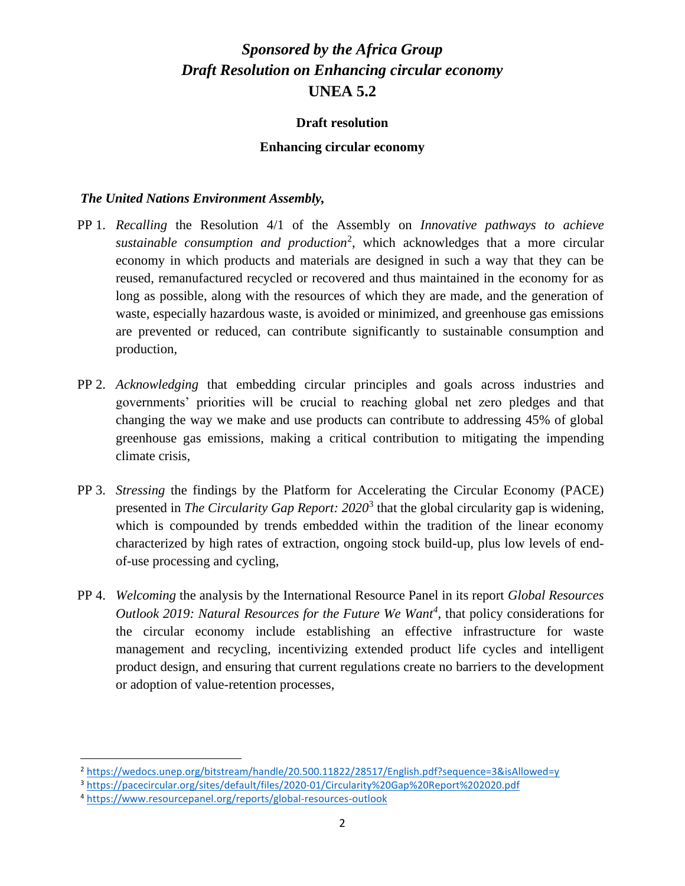# *Sponsored by the Africa Group*
# *Draft Resolution on Enhancing circular economy*
# UNEA 5.2

**Draft resolution**

**Enhancing circular economy**

***The United Nations Environment Assembly,***

PP 1. *Recalling* the Resolution 4/1 of the Assembly on *Innovative pathways to achieve sustainable consumption and production*[2], which acknowledges that a more circular economy in which products and materials are designed in such a way that they can be reused, remanufactured recycled or recovered and thus maintained in the economy for as long as possible, along with the resources of which they are made, and the generation of waste, especially hazardous waste, is avoided or minimized, and greenhouse gas emissions are prevented or reduced, can contribute significantly to sustainable consumption and production,

PP 2. *Acknowledging* that embedding circular principles and goals across industries and governments' priorities will be crucial to reaching global net zero pledges and that changing the way we make and use products can contribute to addressing 45% of global greenhouse gas emissions, making a critical contribution to mitigating the impending climate crisis,

PP 3. *Stressing* the findings by the Platform for Accelerating the Circular Economy (PACE) presented in *The Circularity Gap Report: 2020*[3] that the global circularity gap is widening, which is compounded by trends embedded within the tradition of the linear economy characterized by high rates of extraction, ongoing stock build-up, plus low levels of end-of-use processing and cycling,

PP 4. *Welcoming* the analysis by the International Resource Panel in its report *Global Resources Outlook 2019: Natural Resources for the Future We Want*[4], that policy considerations for the circular economy include establishing an effective infrastructure for waste management and recycling, incentivizing extended product life cycles and intelligent product design, and ensuring that current regulations create no barriers to the development or adoption of value-retention processes,

---

[2] https://wedocs.unep.org/bitstream/handle/20.500.11822/28517/English.pdf?sequence=3&isAllowed=y

[3] https://pacecircular.org/sites/default/files/2020-01/Circularity%20Gap%20Report%202020.pdf

[4] https://www.resourcepanel.org/reports/global-resources-outlook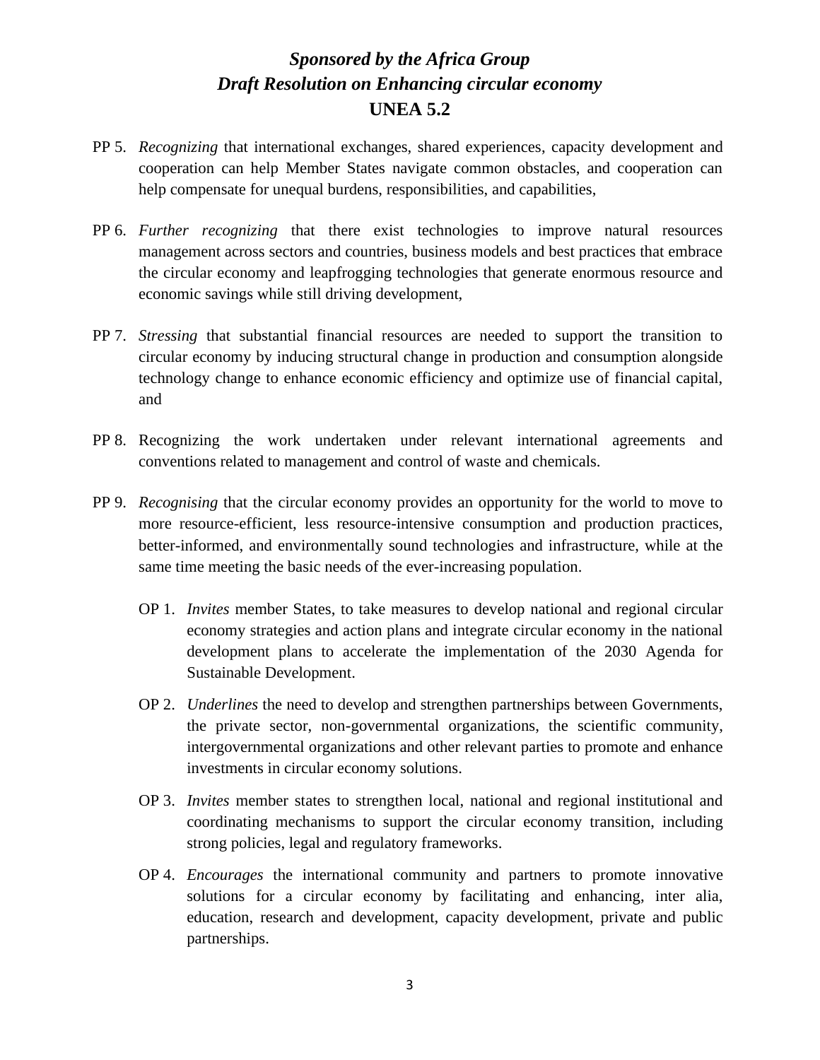***Sponsored by the Africa Group***
***Draft Resolution on Enhancing circular economy***
**UNEA 5.2**

PP 5. *Recognizing* that international exchanges, shared experiences, capacity development and cooperation can help Member States navigate common obstacles, and cooperation can help compensate for unequal burdens, responsibilities, and capabilities,

PP 6. *Further recognizing* that there exist technologies to improve natural resources management across sectors and countries, business models and best practices that embrace the circular economy and leapfrogging technologies that generate enormous resource and economic savings while still driving development,

PP 7. *Stressing* that substantial financial resources are needed to support the transition to circular economy by inducing structural change in production and consumption alongside technology change to enhance economic efficiency and optimize use of financial capital, and

PP 8. Recognizing the work undertaken under relevant international agreements and conventions related to management and control of waste and chemicals.

PP 9. *Recognising* that the circular economy provides an opportunity for the world to move to more resource-efficient, less resource-intensive consumption and production practices, better-informed, and environmentally sound technologies and infrastructure, while at the same time meeting the basic needs of the ever-increasing population.

OP 1. *Invites* member States, to take measures to develop national and regional circular economy strategies and action plans and integrate circular economy in the national development plans to accelerate the implementation of the 2030 Agenda for Sustainable Development.

OP 2. *Underlines* the need to develop and strengthen partnerships between Governments, the private sector, non-governmental organizations, the scientific community, intergovernmental organizations and other relevant parties to promote and enhance investments in circular economy solutions.

OP 3. *Invites* member states to strengthen local, national and regional institutional and coordinating mechanisms to support the circular economy transition, including strong policies, legal and regulatory frameworks.

OP 4. *Encourages* the international community and partners to promote innovative solutions for a circular economy by facilitating and enhancing, inter alia, education, research and development, capacity development, private and public partnerships.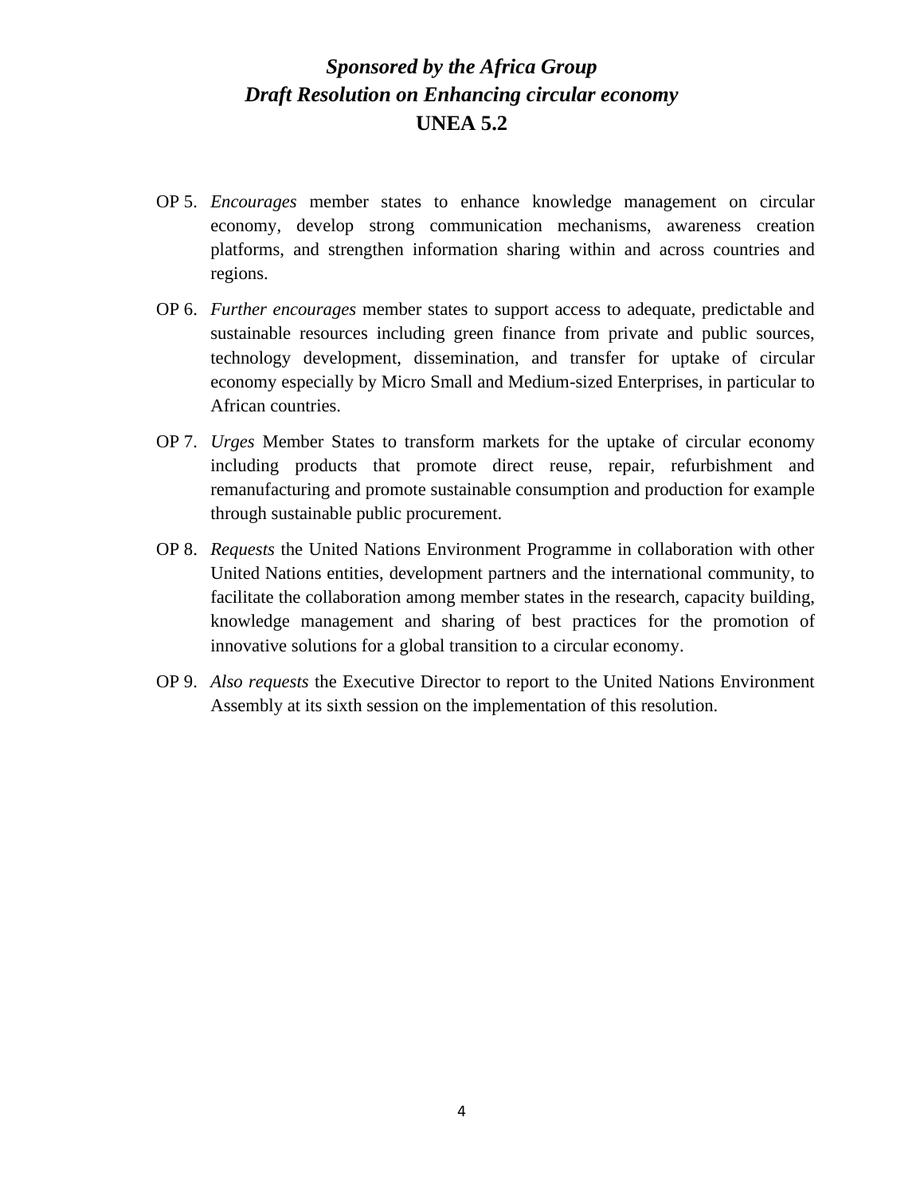***Sponsored by the Africa Group***
***Draft Resolution on Enhancing circular economy***
**UNEA 5.2**

OP 5. *Encourages* member states to enhance knowledge management on circular economy, develop strong communication mechanisms, awareness creation platforms, and strengthen information sharing within and across countries and regions.

OP 6. *Further encourages* member states to support access to adequate, predictable and sustainable resources including green finance from private and public sources, technology development, dissemination, and transfer for uptake of circular economy especially by Micro Small and Medium-sized Enterprises, in particular to African countries.

OP 7. *Urges* Member States to transform markets for the uptake of circular economy including products that promote direct reuse, repair, refurbishment and remanufacturing and promote sustainable consumption and production for example through sustainable public procurement.

OP 8. *Requests* the United Nations Environment Programme in collaboration with other United Nations entities, development partners and the international community, to facilitate the collaboration among member states in the research, capacity building, knowledge management and sharing of best practices for the promotion of innovative solutions for a global transition to a circular economy.

OP 9. *Also requests* the Executive Director to report to the United Nations Environment Assembly at its sixth session on the implementation of this resolution.